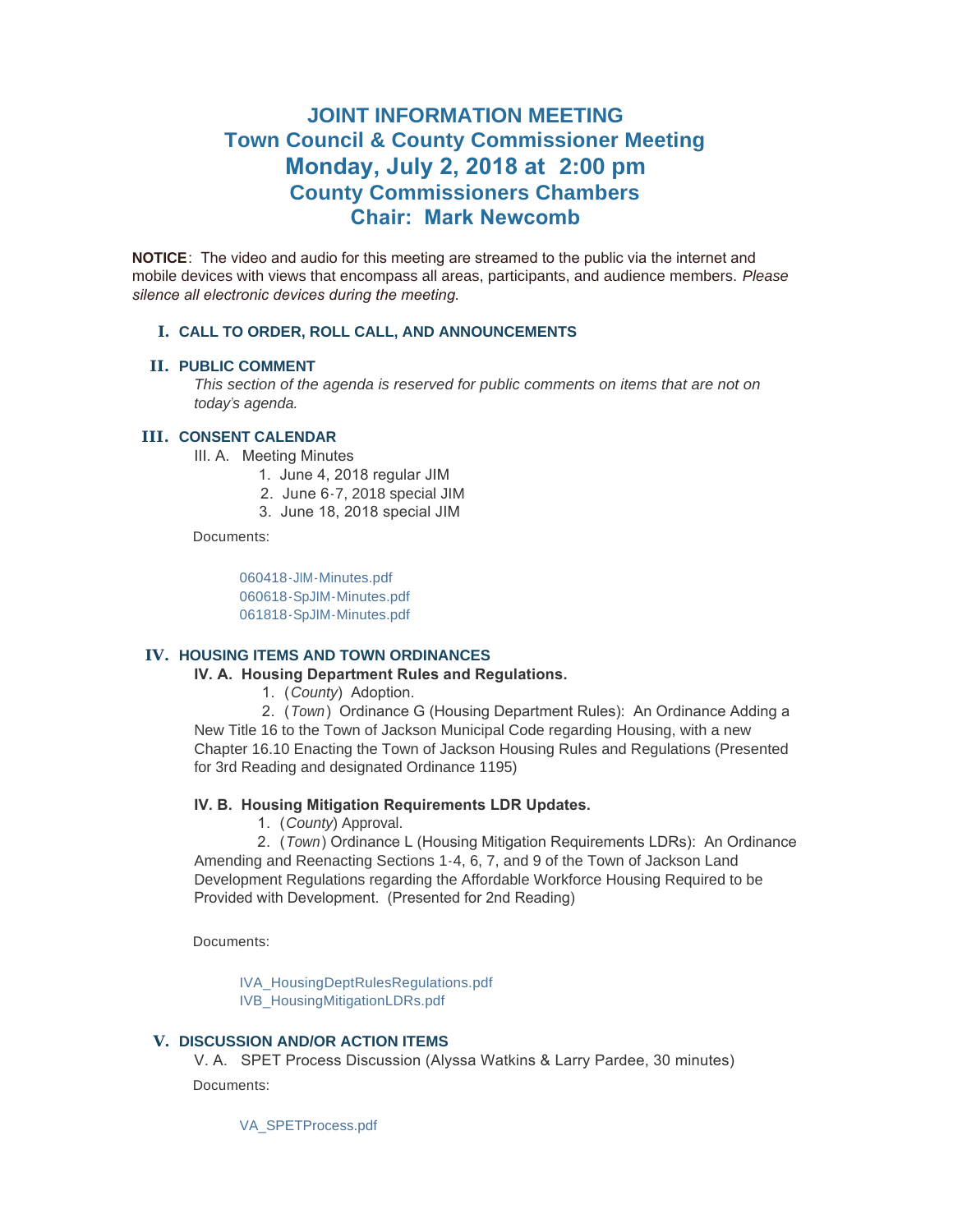# JOINT INFORMATION MEETING
## Town Council & County Commissioner Meeting
## Monday, July 2, 2018 at 2:00 pm
## County Commissioners Chambers
## Chair: Mark Newcomb

**NOTICE**: The video and audio for this meeting are streamed to the public via the internet and mobile devices with views that encompass all areas, participants, and audience members. *Please silence all electronic devices during the meeting.*

### I. CALL TO ORDER, ROLL CALL, AND ANNOUNCEMENTS

### II. PUBLIC COMMENT

*This section of the agenda is reserved for public comments on items that are not on today's agenda.*

### III. CONSENT CALENDAR

III. A. Meeting Minutes

1. June 4, 2018 regular JIM
2. June 6-7, 2018 special JIM
3. June 18, 2018 special JIM

Documents:

060418-JIM-Minutes.pdf
060618-SpJIM-Minutes.pdf
061818-SpJIM-Minutes.pdf

### IV. HOUSING ITEMS AND TOWN ORDINANCES

**IV. A. Housing Department Rules and Regulations.**

1. (*County*) Adoption.
2. (*Town*) Ordinance G (Housing Department Rules): An Ordinance Adding a New Title 16 to the Town of Jackson Municipal Code regarding Housing, with a new Chapter 16.10 Enacting the Town of Jackson Housing Rules and Regulations (Presented for 3rd Reading and designated Ordinance 1195)

**IV. B. Housing Mitigation Requirements LDR Updates.**

1. (*County*) Approval.
2. (*Town*) Ordinance L (Housing Mitigation Requirements LDRs): An Ordinance Amending and Reenacting Sections 1-4, 6, 7, and 9 of the Town of Jackson Land Development Regulations regarding the Affordable Workforce Housing Required to be Provided with Development. (Presented for 2nd Reading)

Documents:

IVA_HousingDeptRulesRegulations.pdf
IVB_HousingMitigationLDRs.pdf

### V. DISCUSSION AND/OR ACTION ITEMS

V. A. SPET Process Discussion (Alyssa Watkins & Larry Pardee, 30 minutes)

Documents:

VA_SPETProcess.pdf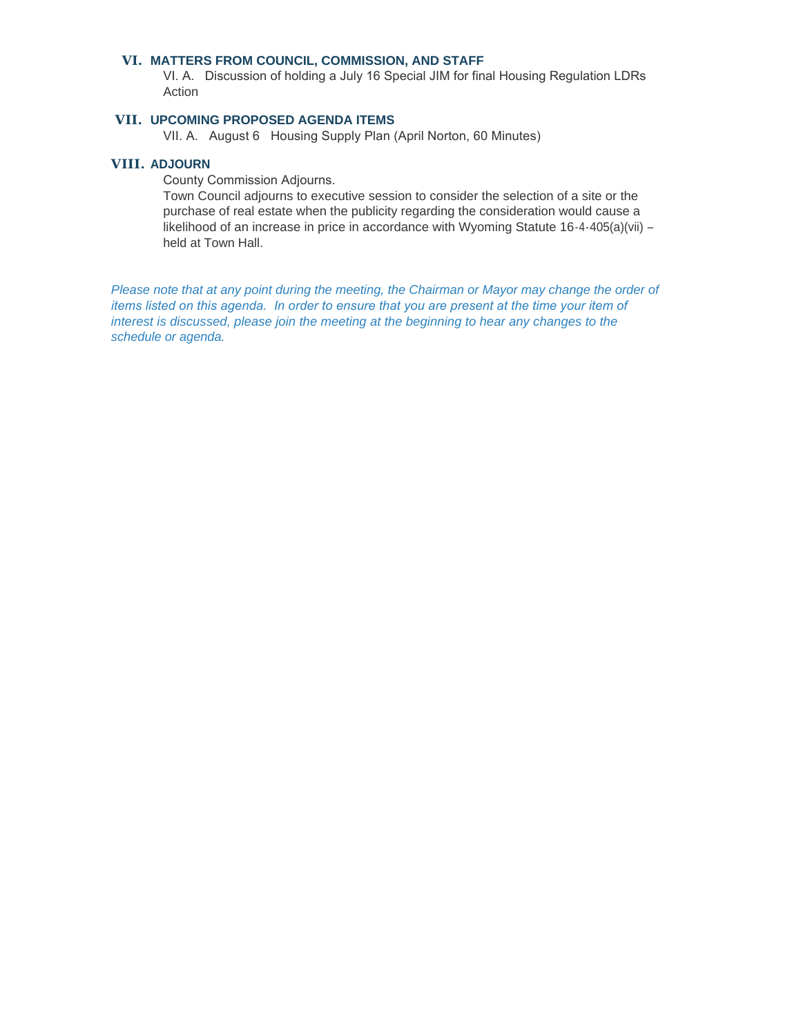## VI. MATTERS FROM COUNCIL, COMMISSION, AND STAFF

VI. A. Discussion of holding a July 16 Special JIM for final Housing Regulation LDRs Action

## VII. UPCOMING PROPOSED AGENDA ITEMS

VII. A. August 6 Housing Supply Plan (April Norton, 60 Minutes)

## VIII. ADJOURN

County Commission Adjourns.
Town Council adjourns to executive session to consider the selection of a site or the purchase of real estate when the publicity regarding the consideration would cause a likelihood of an increase in price in accordance with Wyoming Statute 16-4-405(a)(vii) – held at Town Hall.

*Please note that at any point during the meeting, the Chairman or Mayor may change the order of items listed on this agenda. In order to ensure that you are present at the time your item of interest is discussed, please join the meeting at the beginning to hear any changes to the schedule or agenda.*